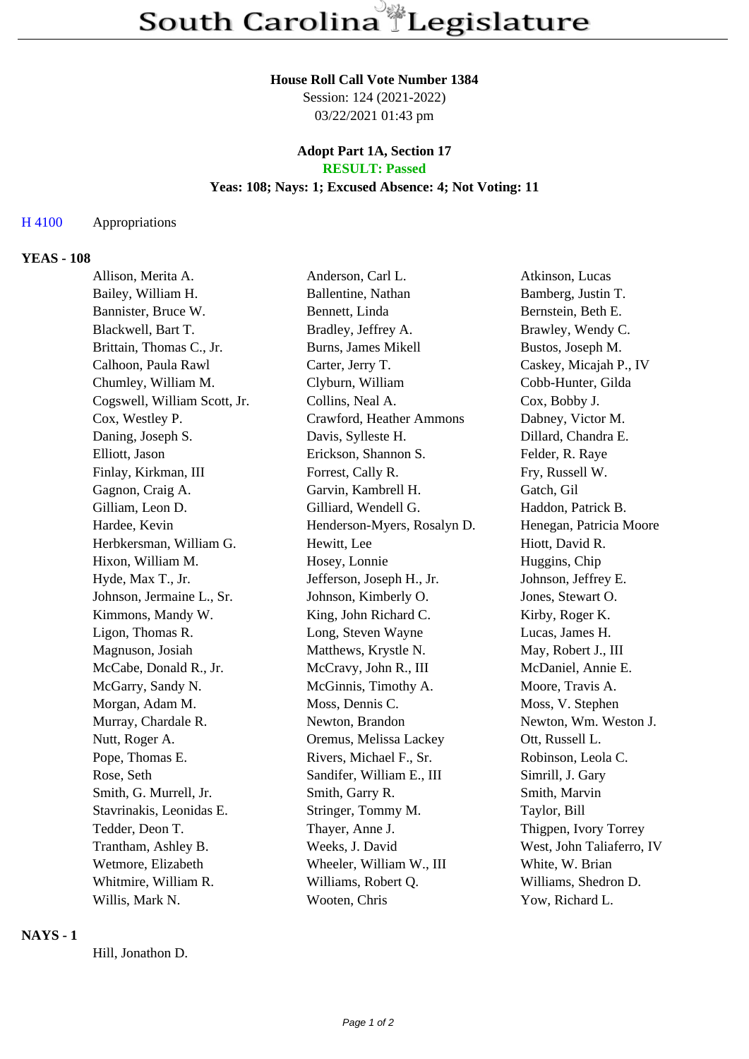# South Carolina Legislature

**House Roll Call Vote Number 1384**
Session: 124 (2021-2022)
03/22/2021 01:43 pm

**Adopt Part 1A, Section 17**
**RESULT: Passed**
**Yeas: 108; Nays: 1; Excused Absence: 4; Not Voting: 11**

H 4100 Appropriations

## YEAS - 108

| | | |
|---|---|---|
| Allison, Merita A. | Anderson, Carl L. | Atkinson, Lucas |
| Bailey, William H. | Ballentine, Nathan | Bamberg, Justin T. |
| Bannister, Bruce W. | Bennett, Linda | Bernstein, Beth E. |
| Blackwell, Bart T. | Bradley, Jeffrey A. | Brawley, Wendy C. |
| Brittain, Thomas C., Jr. | Burns, James Mikell | Bustos, Joseph M. |
| Calhoon, Paula Rawl | Carter, Jerry T. | Caskey, Micajah P., IV |
| Chumley, William M. | Clyburn, William | Cobb-Hunter, Gilda |
| Cogswell, William Scott, Jr. | Collins, Neal A. | Cox, Bobby J. |
| Cox, Westley P. | Crawford, Heather Ammons | Dabney, Victor M. |
| Daning, Joseph S. | Davis, Sylleste H. | Dillard, Chandra E. |
| Elliott, Jason | Erickson, Shannon S. | Felder, R. Raye |
| Finlay, Kirkman, III | Forrest, Cally R. | Fry, Russell W. |
| Gagnon, Craig A. | Garvin, Kambrell H. | Gatch, Gil |
| Gilliam, Leon D. | Gilliard, Wendell G. | Haddon, Patrick B. |
| Hardee, Kevin | Henderson-Myers, Rosalyn D. | Henegan, Patricia Moore |
| Herbkersman, William G. | Hewitt, Lee | Hiott, David R. |
| Hixon, William M. | Hosey, Lonnie | Huggins, Chip |
| Hyde, Max T., Jr. | Jefferson, Joseph H., Jr. | Johnson, Jeffrey E. |
| Johnson, Jermaine L., Sr. | Johnson, Kimberly O. | Jones, Stewart O. |
| Kimmons, Mandy W. | King, John Richard C. | Kirby, Roger K. |
| Ligon, Thomas R. | Long, Steven Wayne | Lucas, James H. |
| Magnuson, Josiah | Matthews, Krystle N. | May, Robert J., III |
| McCabe, Donald R., Jr. | McCravy, John R., III | McDaniel, Annie E. |
| McGarry, Sandy N. | McGinnis, Timothy A. | Moore, Travis A. |
| Morgan, Adam M. | Moss, Dennis C. | Moss, V. Stephen |
| Murray, Chardale R. | Newton, Brandon | Newton, Wm. Weston J. |
| Nutt, Roger A. | Oremus, Melissa Lackey | Ott, Russell L. |
| Pope, Thomas E. | Rivers, Michael F., Sr. | Robinson, Leola C. |
| Rose, Seth | Sandifer, William E., III | Simrill, J. Gary |
| Smith, G. Murrell, Jr. | Smith, Garry R. | Smith, Marvin |
| Stavrinakis, Leonidas E. | Stringer, Tommy M. | Taylor, Bill |
| Tedder, Deon T. | Thayer, Anne J. | Thigpen, Ivory Torrey |
| Trantham, Ashley B. | Weeks, J. David | West, John Taliaferro, IV |
| Wetmore, Elizabeth | Wheeler, William W., III | White, W. Brian |
| Whitmire, William R. | Williams, Robert Q. | Williams, Shedron D. |
| Willis, Mark N. | Wooten, Chris | Yow, Richard L. |

## NAYS - 1

Hill, Jonathon D.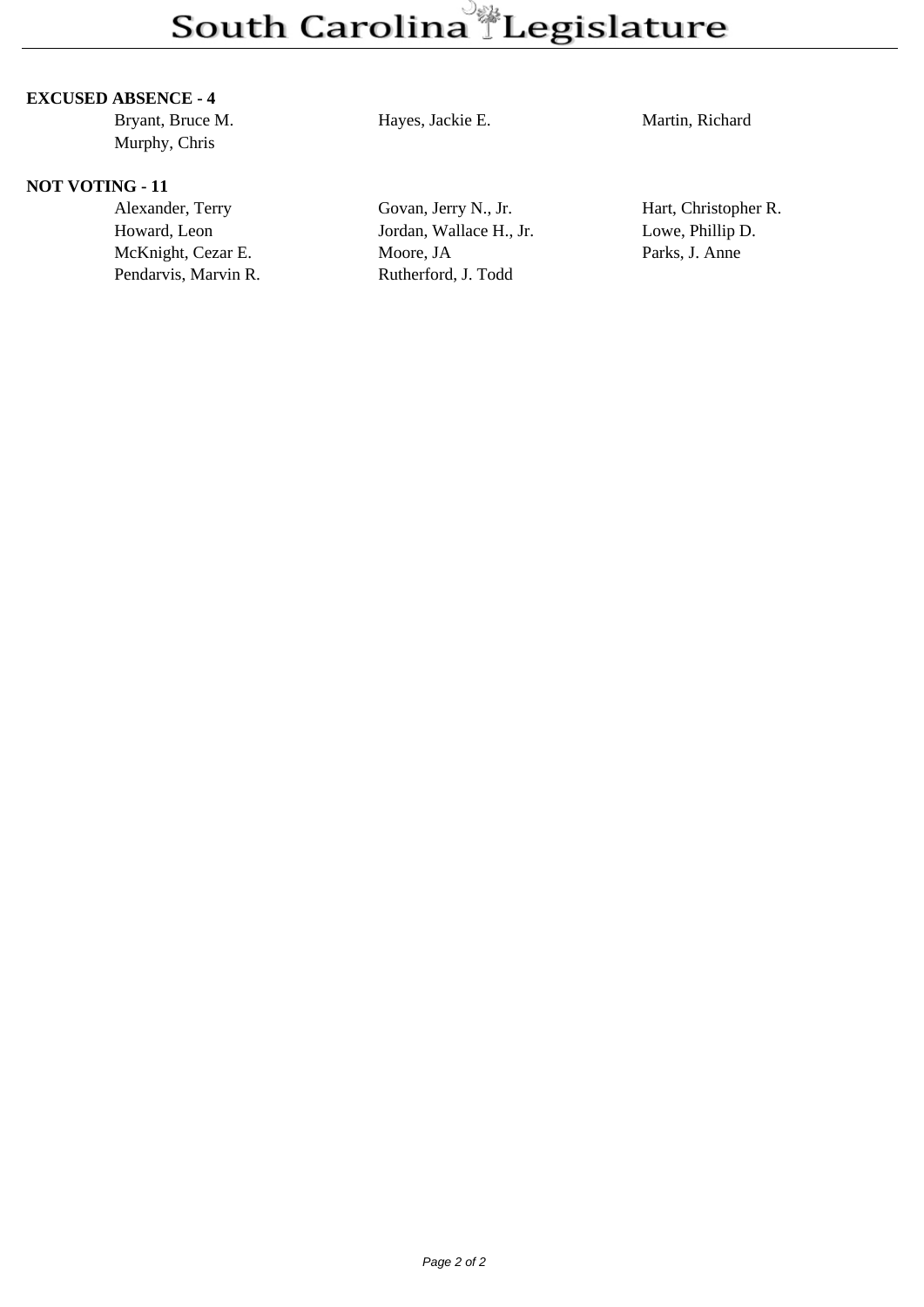**EXCUSED ABSENCE - 4**

| | | |
|---|---|---|
| Bryant, Bruce M. | Hayes, Jackie E. | Martin, Richard |
| Murphy, Chris | | |

**NOT VOTING - 11**

| | | |
|---|---|---|
| Alexander, Terry | Govan, Jerry N., Jr. | Hart, Christopher R. |
| Howard, Leon | Jordan, Wallace H., Jr. | Lowe, Phillip D. |
| McKnight, Cezar E. | Moore, JA | Parks, J. Anne |
| Pendarvis, Marvin R. | Rutherford, J. Todd | |